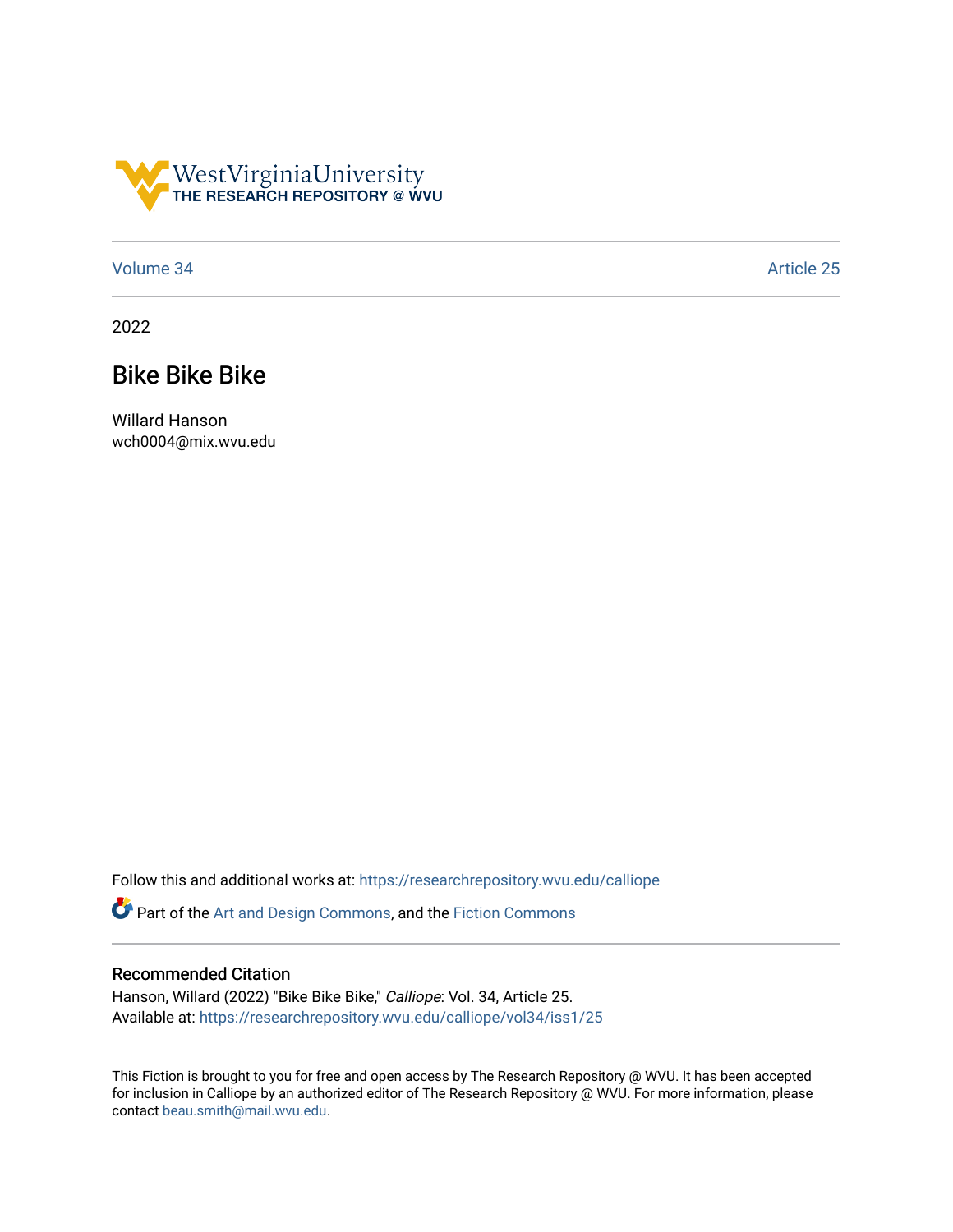WestVirginiaUniversity
THE RESEARCH REPOSITORY @ WVU

Volume 34 | Article 25

2022

# Bike Bike Bike

Willard Hanson
wch0004@mix.wvu.edu

Follow this and additional works at: https://researchrepository.wvu.edu/calliope

Part of the Art and Design Commons, and the Fiction Commons

## Recommended Citation

Hanson, Willard (2022) "Bike Bike Bike," *Calliope*: Vol. 34, Article 25.
Available at: https://researchrepository.wvu.edu/calliope/vol34/iss1/25

This Fiction is brought to you for free and open access by The Research Repository @ WVU. It has been accepted for inclusion in Calliope by an authorized editor of The Research Repository @ WVU. For more information, please contact beau.smith@mail.wvu.edu.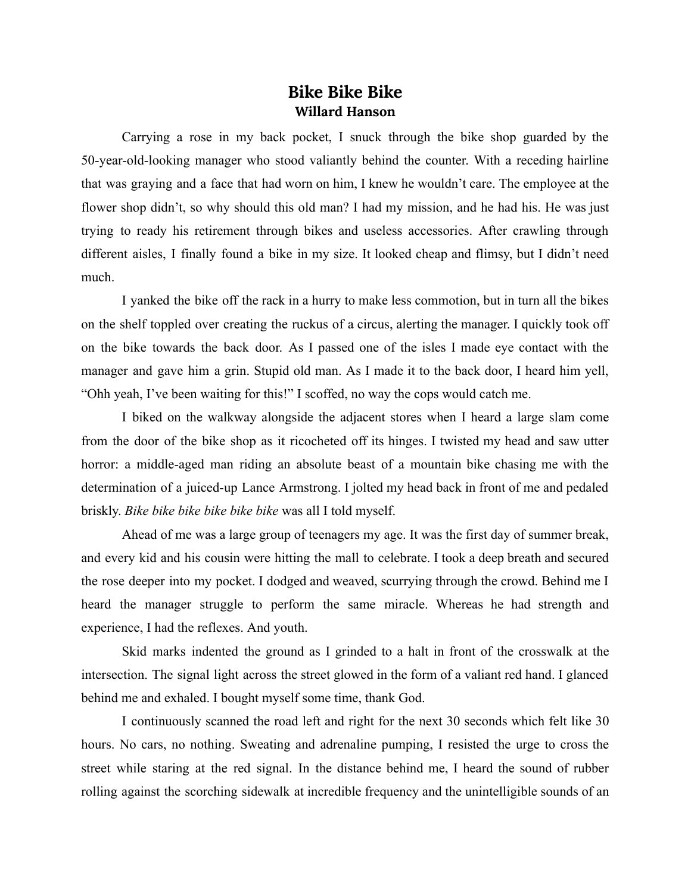## Bike Bike Bike

**Willard Hanson**

Carrying a rose in my back pocket, I snuck through the bike shop guarded by the 50-year-old-looking manager who stood valiantly behind the counter. With a receding hairline that was graying and a face that had worn on him, I knew he wouldn't care. The employee at the flower shop didn't, so why should this old man? I had my mission, and he had his. He was just trying to ready his retirement through bikes and useless accessories. After crawling through different aisles, I finally found a bike in my size. It looked cheap and flimsy, but I didn't need much.

I yanked the bike off the rack in a hurry to make less commotion, but in turn all the bikes on the shelf toppled over creating the ruckus of a circus, alerting the manager. I quickly took off on the bike towards the back door. As I passed one of the isles I made eye contact with the manager and gave him a grin. Stupid old man. As I made it to the back door, I heard him yell, "Ohh yeah, I've been waiting for this!" I scoffed, no way the cops would catch me.

I biked on the walkway alongside the adjacent stores when I heard a large slam come from the door of the bike shop as it ricocheted off its hinges. I twisted my head and saw utter horror: a middle-aged man riding an absolute beast of a mountain bike chasing me with the determination of a juiced-up Lance Armstrong. I jolted my head back in front of me and pedaled briskly. *Bike bike bike bike bike bike* was all I told myself.

Ahead of me was a large group of teenagers my age. It was the first day of summer break, and every kid and his cousin were hitting the mall to celebrate. I took a deep breath and secured the rose deeper into my pocket. I dodged and weaved, scurrying through the crowd. Behind me I heard the manager struggle to perform the same miracle. Whereas he had strength and experience, I had the reflexes. And youth.

Skid marks indented the ground as I grinded to a halt in front of the crosswalk at the intersection. The signal light across the street glowed in the form of a valiant red hand. I glanced behind me and exhaled. I bought myself some time, thank God.

I continuously scanned the road left and right for the next 30 seconds which felt like 30 hours. No cars, no nothing. Sweating and adrenaline pumping, I resisted the urge to cross the street while staring at the red signal. In the distance behind me, I heard the sound of rubber rolling against the scorching sidewalk at incredible frequency and the unintelligible sounds of an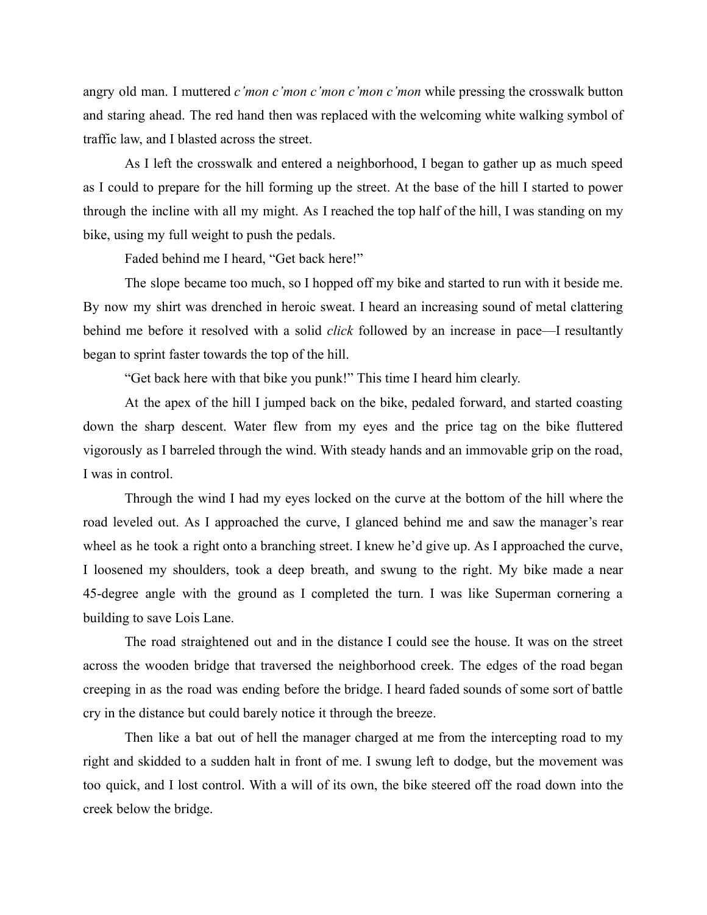angry old man. I muttered *c'mon c'mon c'mon c'mon c'mon* while pressing the crosswalk button and staring ahead. The red hand then was replaced with the welcoming white walking symbol of traffic law, and I blasted across the street.

As I left the crosswalk and entered a neighborhood, I began to gather up as much speed as I could to prepare for the hill forming up the street. At the base of the hill I started to power through the incline with all my might. As I reached the top half of the hill, I was standing on my bike, using my full weight to push the pedals.

Faded behind me I heard, "Get back here!"

The slope became too much, so I hopped off my bike and started to run with it beside me. By now my shirt was drenched in heroic sweat. I heard an increasing sound of metal clattering behind me before it resolved with a solid *click* followed by an increase in pace—I resultantly began to sprint faster towards the top of the hill.

"Get back here with that bike you punk!" This time I heard him clearly.

At the apex of the hill I jumped back on the bike, pedaled forward, and started coasting down the sharp descent. Water flew from my eyes and the price tag on the bike fluttered vigorously as I barreled through the wind. With steady hands and an immovable grip on the road, I was in control.

Through the wind I had my eyes locked on the curve at the bottom of the hill where the road leveled out. As I approached the curve, I glanced behind me and saw the manager's rear wheel as he took a right onto a branching street. I knew he'd give up. As I approached the curve, I loosened my shoulders, took a deep breath, and swung to the right. My bike made a near 45-degree angle with the ground as I completed the turn. I was like Superman cornering a building to save Lois Lane.

The road straightened out and in the distance I could see the house. It was on the street across the wooden bridge that traversed the neighborhood creek. The edges of the road began creeping in as the road was ending before the bridge. I heard faded sounds of some sort of battle cry in the distance but could barely notice it through the breeze.

Then like a bat out of hell the manager charged at me from the intercepting road to my right and skidded to a sudden halt in front of me. I swung left to dodge, but the movement was too quick, and I lost control. With a will of its own, the bike steered off the road down into the creek below the bridge.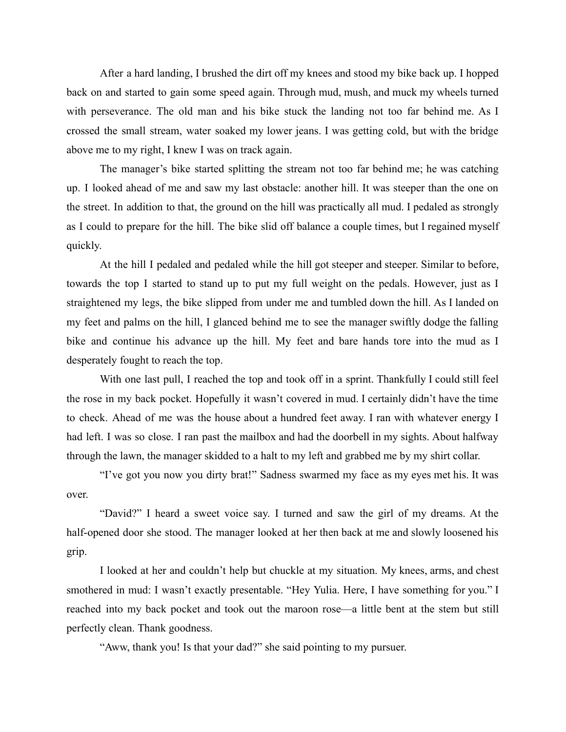After a hard landing, I brushed the dirt off my knees and stood my bike back up. I hopped back on and started to gain some speed again. Through mud, mush, and muck my wheels turned with perseverance. The old man and his bike stuck the landing not too far behind me. As I crossed the small stream, water soaked my lower jeans. I was getting cold, but with the bridge above me to my right, I knew I was on track again.

The manager's bike started splitting the stream not too far behind me; he was catching up. I looked ahead of me and saw my last obstacle: another hill. It was steeper than the one on the street. In addition to that, the ground on the hill was practically all mud. I pedaled as strongly as I could to prepare for the hill. The bike slid off balance a couple times, but I regained myself quickly.

At the hill I pedaled and pedaled while the hill got steeper and steeper. Similar to before, towards the top I started to stand up to put my full weight on the pedals. However, just as I straightened my legs, the bike slipped from under me and tumbled down the hill. As I landed on my feet and palms on the hill, I glanced behind me to see the manager swiftly dodge the falling bike and continue his advance up the hill. My feet and bare hands tore into the mud as I desperately fought to reach the top.

With one last pull, I reached the top and took off in a sprint. Thankfully I could still feel the rose in my back pocket. Hopefully it wasn't covered in mud. I certainly didn't have the time to check. Ahead of me was the house about a hundred feet away. I ran with whatever energy I had left. I was so close. I ran past the mailbox and had the doorbell in my sights. About halfway through the lawn, the manager skidded to a halt to my left and grabbed me by my shirt collar.

"I've got you now you dirty brat!" Sadness swarmed my face as my eyes met his. It was over.

"David?" I heard a sweet voice say. I turned and saw the girl of my dreams. At the half-opened door she stood. The manager looked at her then back at me and slowly loosened his grip.

I looked at her and couldn't help but chuckle at my situation. My knees, arms, and chest smothered in mud: I wasn't exactly presentable. "Hey Yulia. Here, I have something for you." I reached into my back pocket and took out the maroon rose—a little bent at the stem but still perfectly clean. Thank goodness.

"Aww, thank you! Is that your dad?" she said pointing to my pursuer.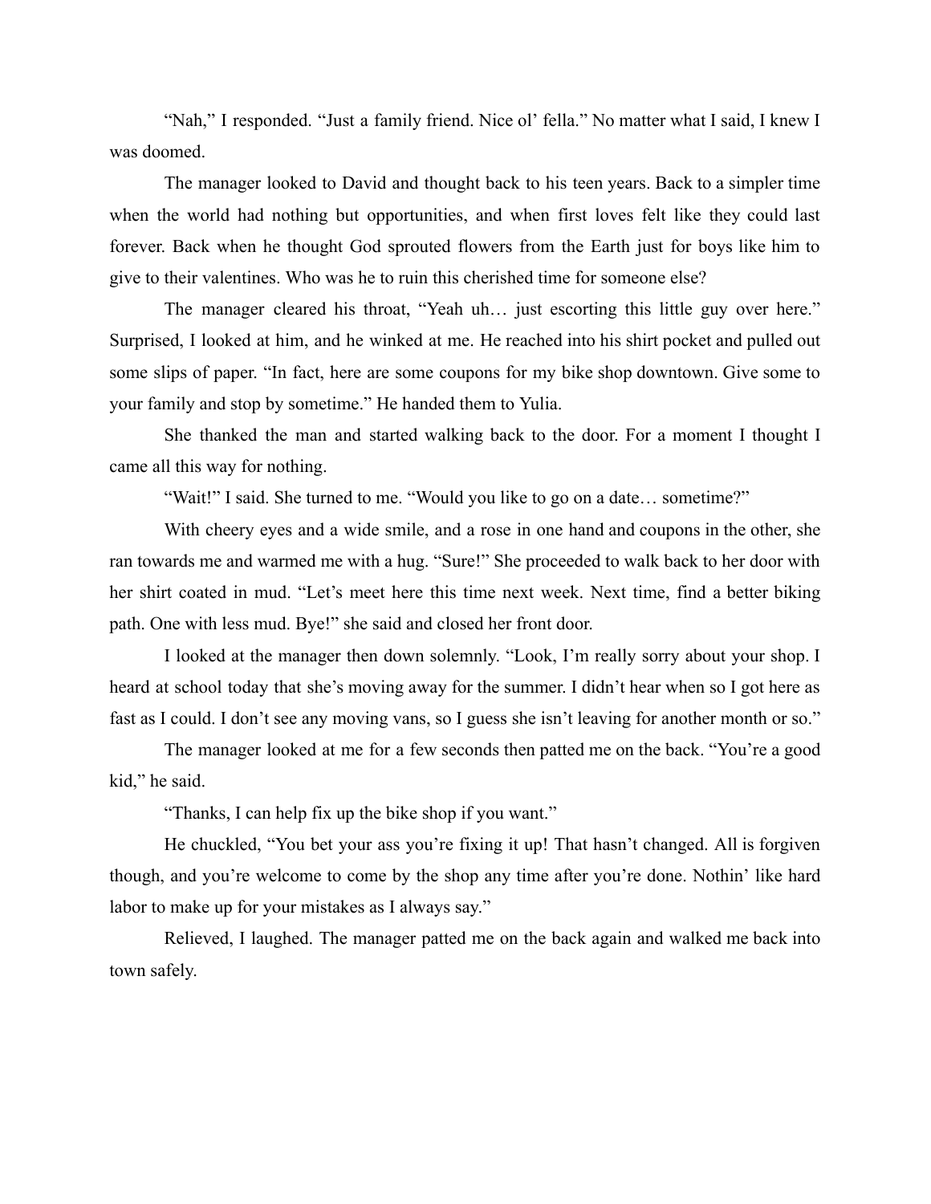"Nah," I responded. "Just a family friend. Nice ol' fella." No matter what I said, I knew I was doomed.

The manager looked to David and thought back to his teen years. Back to a simpler time when the world had nothing but opportunities, and when first loves felt like they could last forever. Back when he thought God sprouted flowers from the Earth just for boys like him to give to their valentines. Who was he to ruin this cherished time for someone else?

The manager cleared his throat, "Yeah uh… just escorting this little guy over here." Surprised, I looked at him, and he winked at me. He reached into his shirt pocket and pulled out some slips of paper. "In fact, here are some coupons for my bike shop downtown. Give some to your family and stop by sometime." He handed them to Yulia.

She thanked the man and started walking back to the door. For a moment I thought I came all this way for nothing.

"Wait!" I said. She turned to me. "Would you like to go on a date… sometime?"

With cheery eyes and a wide smile, and a rose in one hand and coupons in the other, she ran towards me and warmed me with a hug. "Sure!" She proceeded to walk back to her door with her shirt coated in mud. "Let's meet here this time next week. Next time, find a better biking path. One with less mud. Bye!" she said and closed her front door.

I looked at the manager then down solemnly. "Look, I'm really sorry about your shop. I heard at school today that she's moving away for the summer. I didn't hear when so I got here as fast as I could. I don't see any moving vans, so I guess she isn't leaving for another month or so."

The manager looked at me for a few seconds then patted me on the back. "You're a good kid," he said.

"Thanks, I can help fix up the bike shop if you want."

He chuckled, "You bet your ass you're fixing it up! That hasn't changed. All is forgiven though, and you're welcome to come by the shop any time after you're done. Nothin' like hard labor to make up for your mistakes as I always say."

Relieved, I laughed. The manager patted me on the back again and walked me back into town safely.